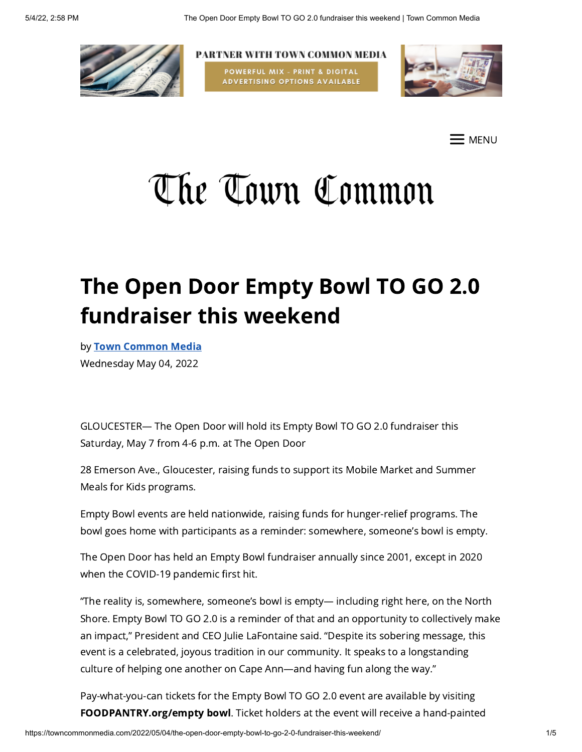PARTNER WITH TOWN COMMON MEDIA

POWERFUL MIX - PRINT & DIGITAL ADVERTISING OPTIONS AVAILABLE

MENU

The Town Common

# The Open Door Empty Bowl TO GO 2.0 fundraiser this weekend

by **Town Common Media**
Wednesday May 04, 2022

GLOUCESTER— The Open Door will hold its Empty Bowl TO GO 2.0 fundraiser this Saturday, May 7 from 4-6 p.m. at The Open Door

28 Emerson Ave., Gloucester, raising funds to support its Mobile Market and Summer Meals for Kids programs.

Empty Bowl events are held nationwide, raising funds for hunger-relief programs. The bowl goes home with participants as a reminder: somewhere, someone's bowl is empty.

The Open Door has held an Empty Bowl fundraiser annually since 2001, except in 2020 when the COVID-19 pandemic first hit.

"The reality is, somewhere, someone's bowl is empty— including right here, on the North Shore. Empty Bowl TO GO 2.0 is a reminder of that and an opportunity to collectively make an impact," President and CEO Julie LaFontaine said. "Despite its sobering message, this event is a celebrated, joyous tradition in our community. It speaks to a longstanding culture of helping one another on Cape Ann—and having fun along the way."

Pay-what-you-can tickets for the Empty Bowl TO GO 2.0 event are available by visiting **FOODPANTRY.org/empty bowl**. Ticket holders at the event will receive a hand-painted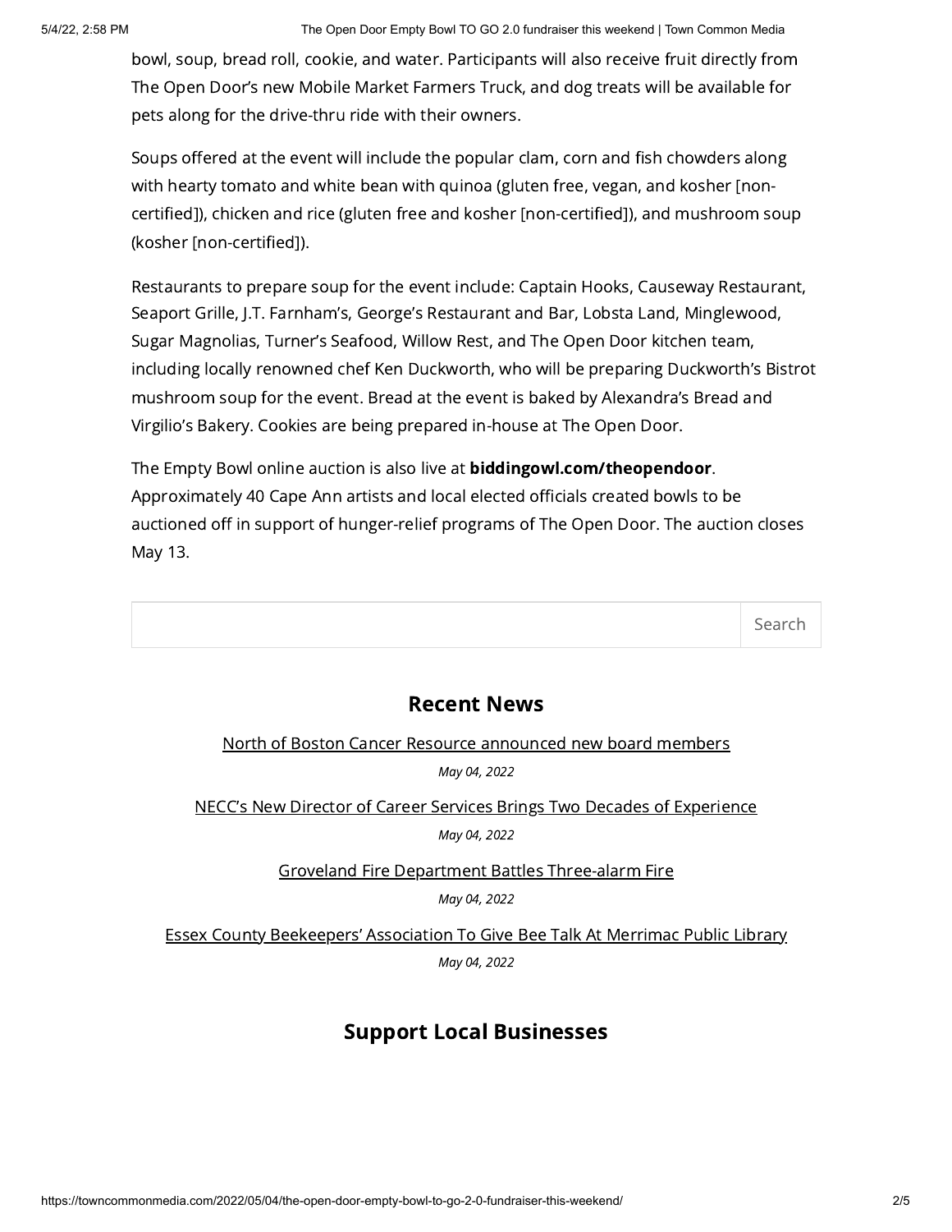bowl, soup, bread roll, cookie, and water. Participants will also receive fruit directly from The Open Door's new Mobile Market Farmers Truck, and dog treats will be available for pets along for the drive-thru ride with their owners.

Soups offered at the event will include the popular clam, corn and fish chowders along with hearty tomato and white bean with quinoa (gluten free, vegan, and kosher [non-certified]), chicken and rice (gluten free and kosher [non-certified]), and mushroom soup (kosher [non-certified]).

Restaurants to prepare soup for the event include: Captain Hooks, Causeway Restaurant, Seaport Grille, J.T. Farnham's, George's Restaurant and Bar, Lobsta Land, Minglewood, Sugar Magnolias, Turner's Seafood, Willow Rest, and The Open Door kitchen team, including locally renowned chef Ken Duckworth, who will be preparing Duckworth's Bistrot mushroom soup for the event. Bread at the event is baked by Alexandra's Bread and Virgilio's Bakery. Cookies are being prepared in-house at The Open Door.

The Empty Bowl online auction is also live at **biddingowl.com/theopendoor**. Approximately 40 Cape Ann artists and local elected officials created bowls to be auctioned off in support of hunger-relief programs of The Open Door. The auction closes May 13.

Search

## Recent News

North of Boston Cancer Resource announced new board members

*May 04, 2022*

NECC's New Director of Career Services Brings Two Decades of Experience

*May 04, 2022*

Groveland Fire Department Battles Three-alarm Fire

*May 04, 2022*

Essex County Beekeepers' Association To Give Bee Talk At Merrimac Public Library

*May 04, 2022*

## Support Local Businesses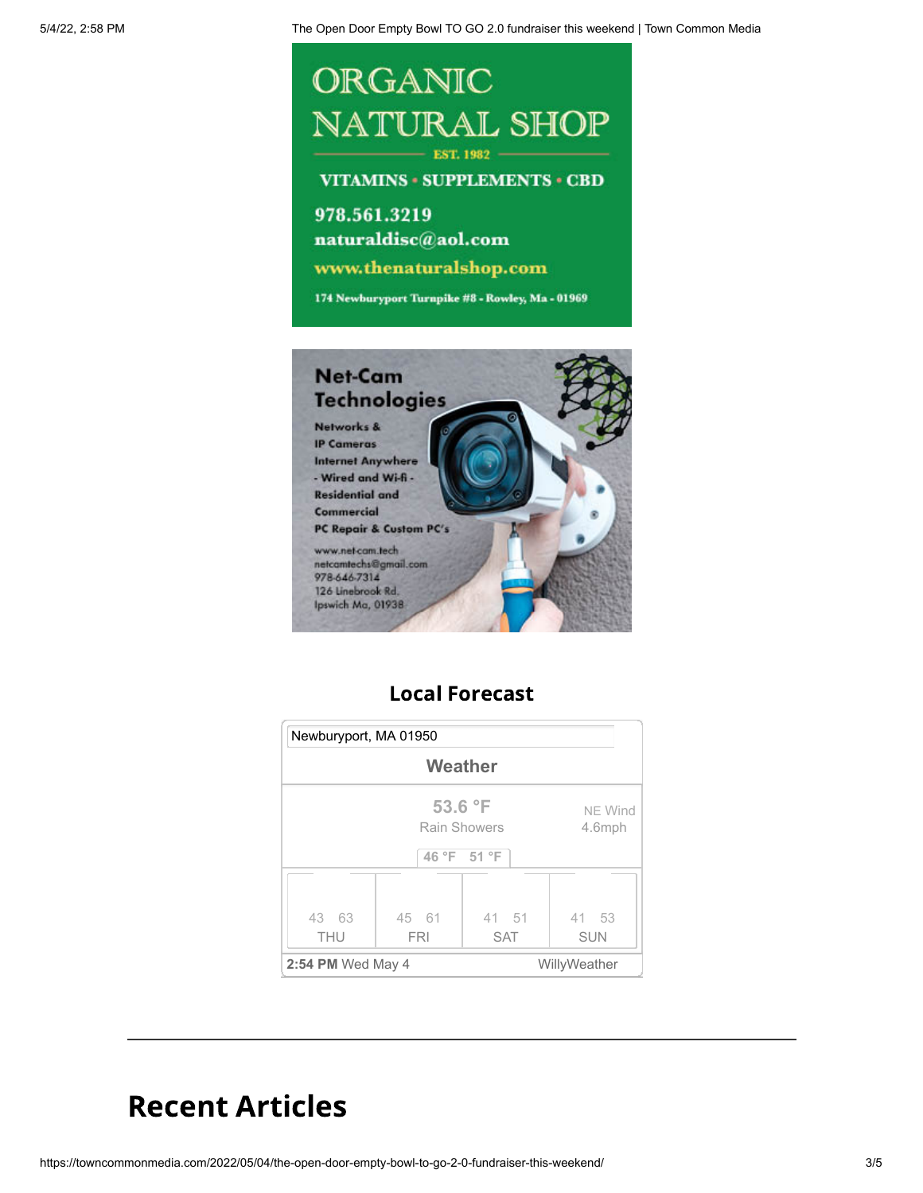ORGANIC NATURAL SHOP

EST. 1982

VITAMINS • SUPPLEMENTS • CBD

978.561.3219
naturaldisc@aol.com
www.thenaturalshop.com

174 Newburyport Turnpike #8 - Rowley, Ma - 01969

Net-Cam Technologies

Networks & IP Cameras
Internet Anywhere - Wired and Wi-fi -
Residential and Commercial
PC Repair & Custom PC's

www.net-cam.tech
netcamtechs@gmail.com
978-646-7314
126 Linebrook Rd.
Ipswich Ma, 01938

## Local Forecast

Newburyport, MA 01950

Weather

53.6 °F
Rain Showers

NE Wind
4.6mph

46 °F 51 °F

| THU | FRI | SAT | SUN |
|---|---|---|---|
| 43 63 | 45 61 | 41 51 | 41 53 |

**2:54 PM** Wed May 4 WillyWeather

---

# Recent Articles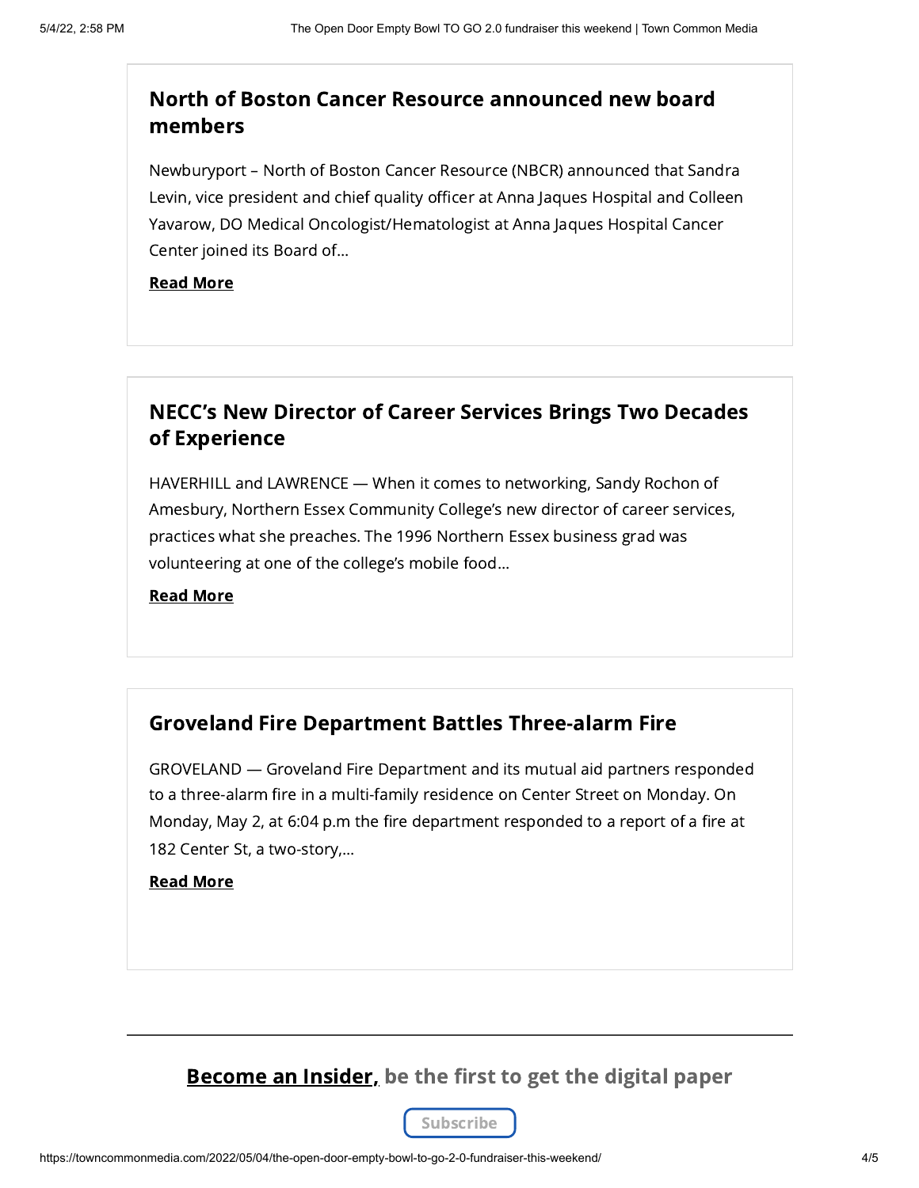## North of Boston Cancer Resource announced new board members

Newburyport – North of Boston Cancer Resource (NBCR) announced that Sandra Levin, vice president and chief quality officer at Anna Jaques Hospital and Colleen Yavarow, DO Medical Oncologist/Hematologist at Anna Jaques Hospital Cancer Center joined its Board of…

**Read More**

## NECC's New Director of Career Services Brings Two Decades of Experience

HAVERHILL and LAWRENCE — When it comes to networking, Sandy Rochon of Amesbury, Northern Essex Community College's new director of career services, practices what she preaches. The 1996 Northern Essex business grad was volunteering at one of the college's mobile food…

**Read More**

## Groveland Fire Department Battles Three-alarm Fire

GROVELAND — Groveland Fire Department and its mutual aid partners responded to a three-alarm fire in a multi-family residence on Center Street on Monday. On Monday, May 2, at 6:04 p.m the fire department responded to a report of a fire at 182 Center St, a two-story,…

**Read More**

---

**Become an Insider, be the first to get the digital paper**

Subscribe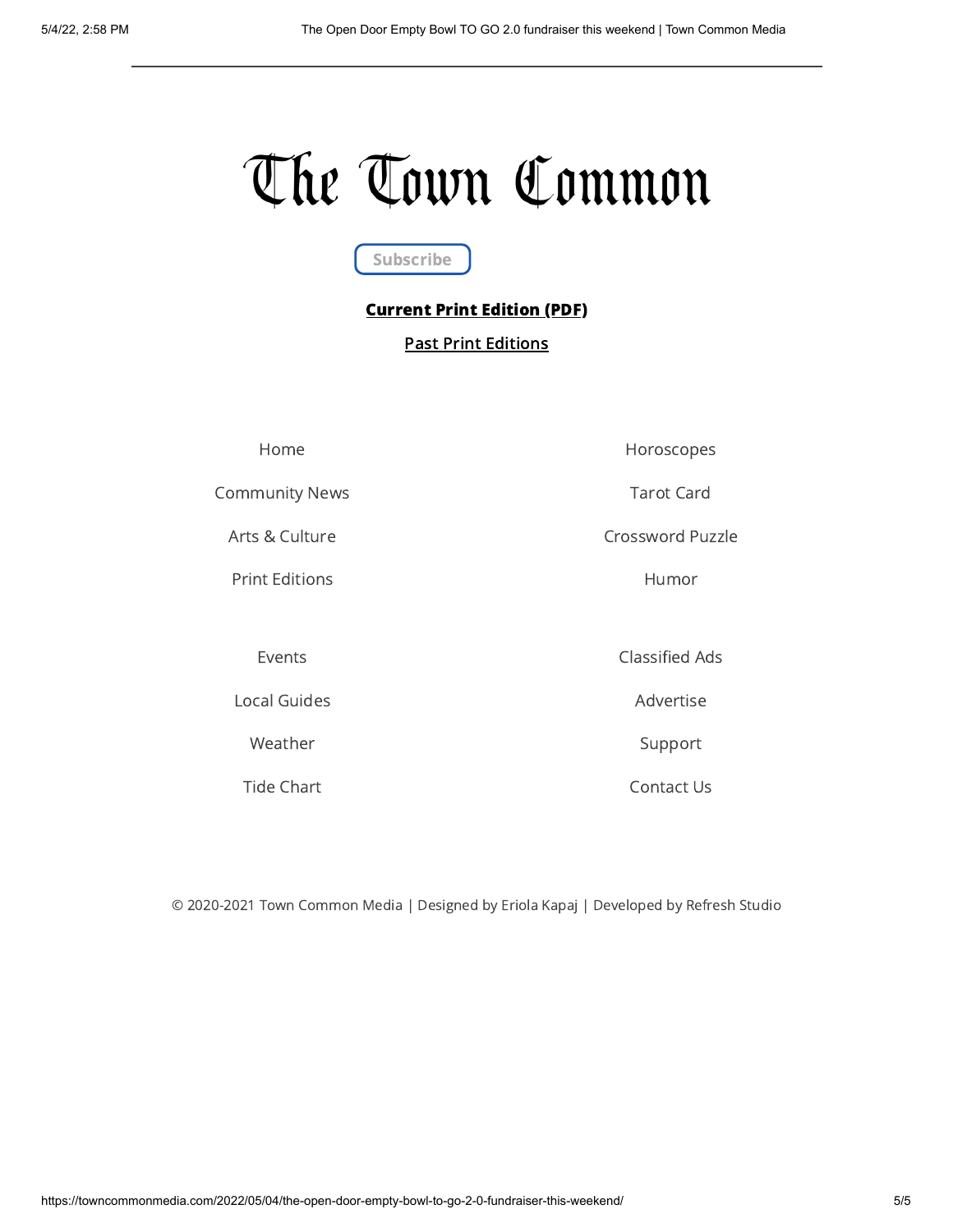# The Town Common

Subscribe

**Current Print Edition (PDF)**

Past Print Editions

Home

Community News

Arts & Culture

Print Editions

Horoscopes

Tarot Card

Crossword Puzzle

Humor

Events

Local Guides

Weather

Tide Chart

Classified Ads

Advertise

Support

Contact Us

© 2020-2021 Town Common Media | Designed by Eriola Kapaj | Developed by Refresh Studio